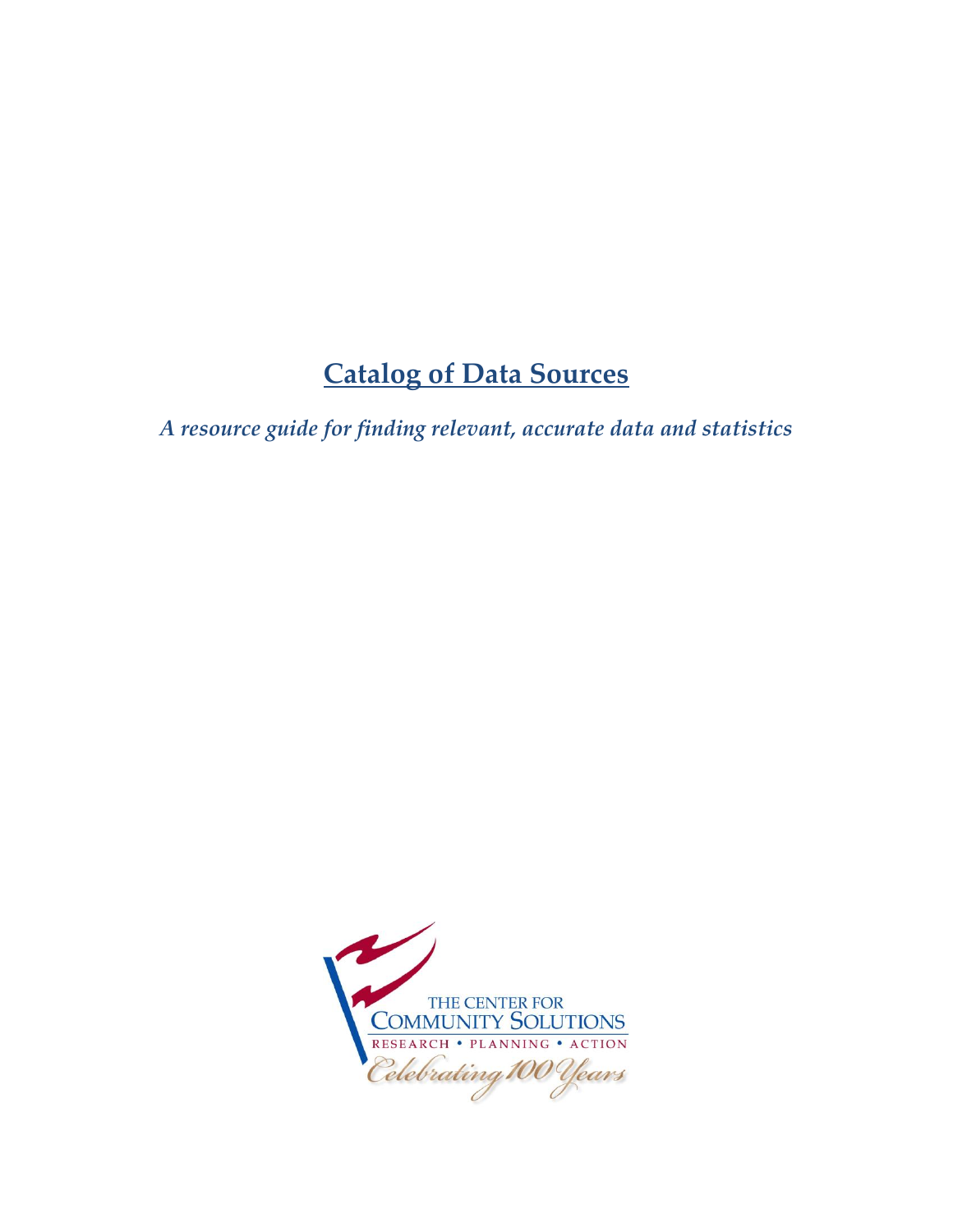# Catalog of Data Sources

*A resource guide for finding relevant, accurate data and statistics*

THE CENTER FOR COMMUNITY SOLUTIONS

RESEARCH • PLANNING • ACTION

*Celebrating 100 Years*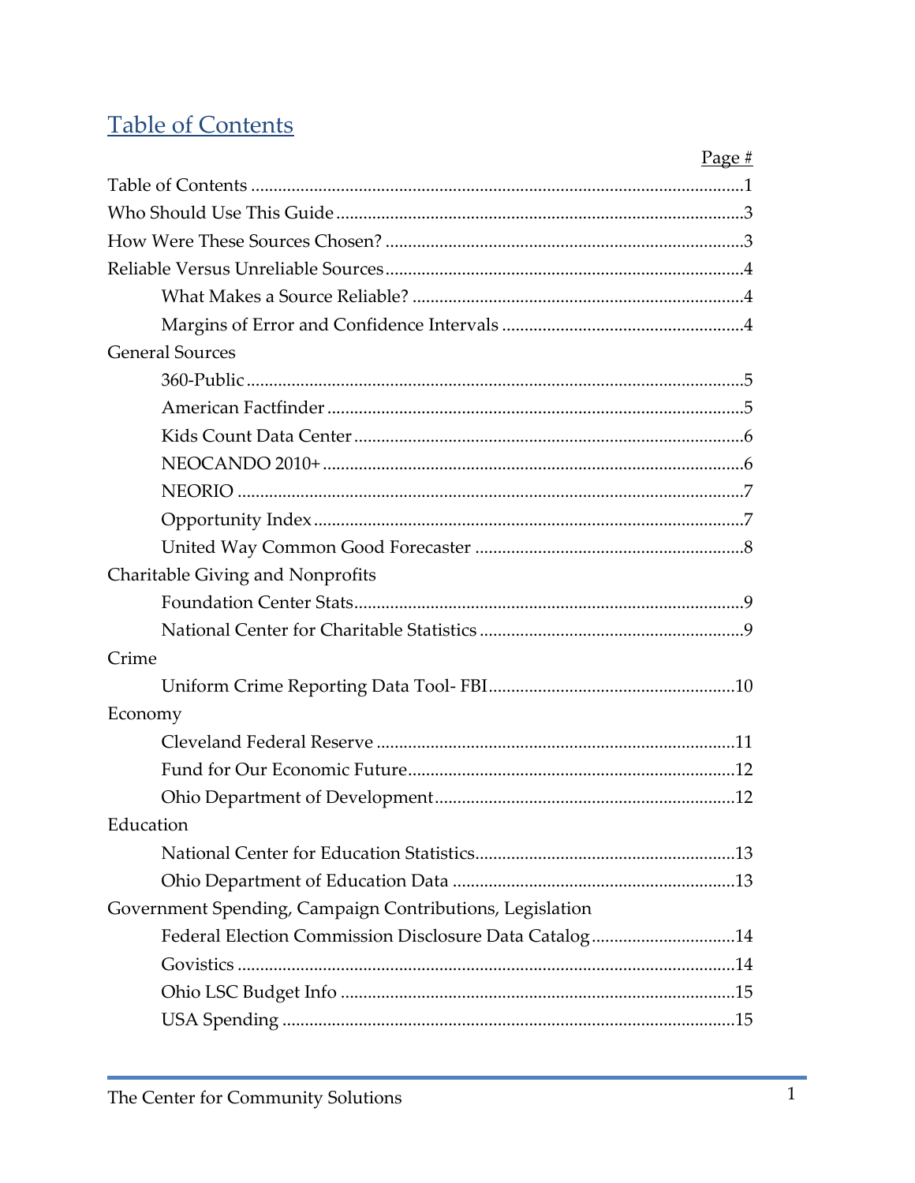# Table of Contents

| | Page # |
|---|---|
| Table of Contents | 1 |
| Who Should Use This Guide | 3 |
| How Were These Sources Chosen? | 3 |
| Reliable Versus Unreliable Sources | 4 |
| What Makes a Source Reliable? | 4 |
| Margins of Error and Confidence Intervals | 4 |
| **General Sources** | |
| 360-Public | 5 |
| American Factfinder | 5 |
| Kids Count Data Center | 6 |
| NEOCANDO 2010+ | 6 |
| NEORIO | 7 |
| Opportunity Index | 7 |
| United Way Common Good Forecaster | 8 |
| **Charitable Giving and Nonprofits** | |
| Foundation Center Stats | 9 |
| National Center for Charitable Statistics | 9 |
| **Crime** | |
| Uniform Crime Reporting Data Tool- FBI | 10 |
| **Economy** | |
| Cleveland Federal Reserve | 11 |
| Fund for Our Economic Future | 12 |
| Ohio Department of Development | 12 |
| **Education** | |
| National Center for Education Statistics | 13 |
| Ohio Department of Education Data | 13 |
| **Government Spending, Campaign Contributions, Legislation** | |
| Federal Election Commission Disclosure Data Catalog | 14 |
| Govistics | 14 |
| Ohio LSC Budget Info | 15 |
| USA Spending | 15 |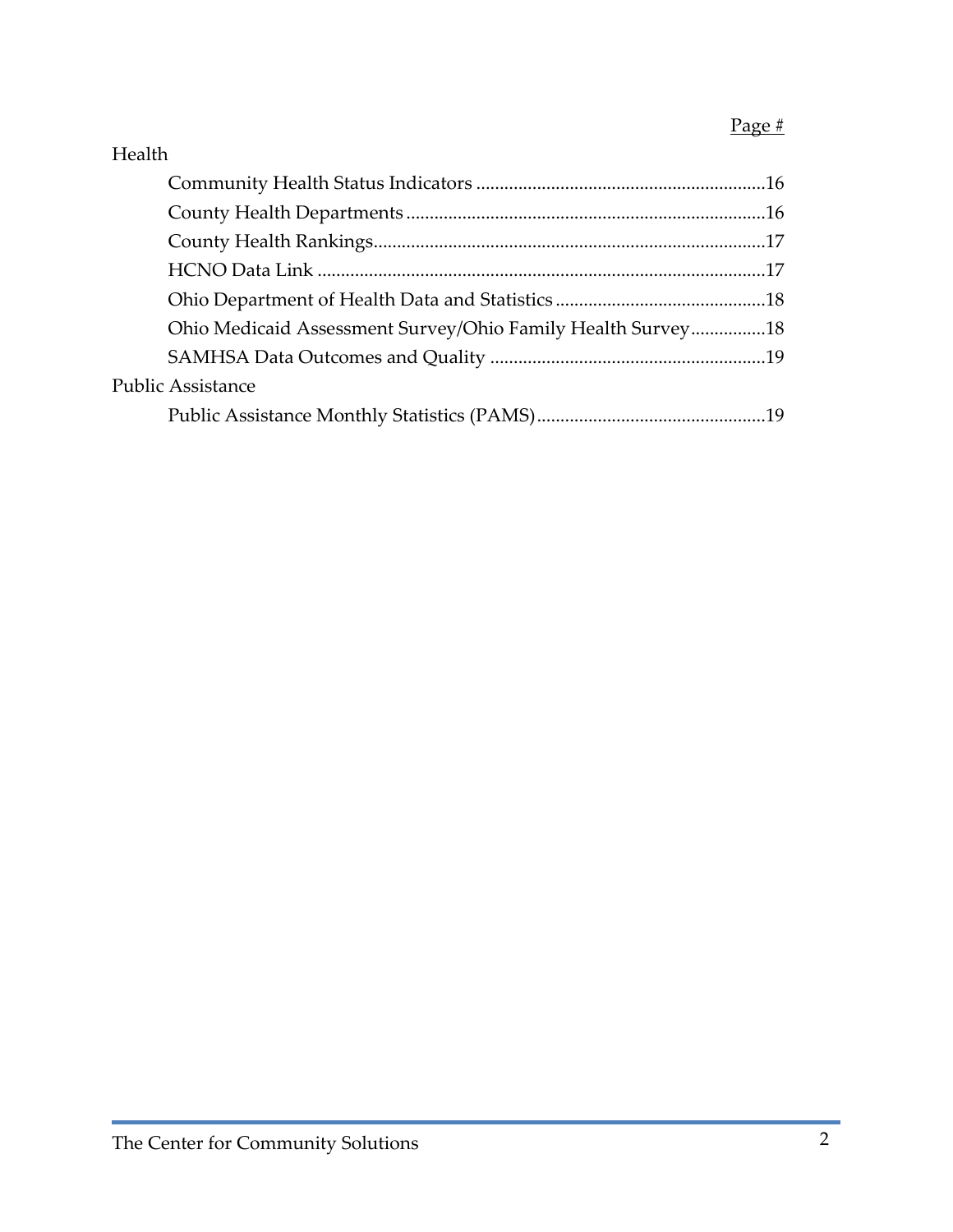| | Page # |
|---|---|
| **Health** | |
| Community Health Status Indicators | 16 |
| County Health Departments | 16 |
| County Health Rankings | 17 |
| HCNO Data Link | 17 |
| Ohio Department of Health Data and Statistics | 18 |
| Ohio Medicaid Assessment Survey/Ohio Family Health Survey | 18 |
| SAMHSA Data Outcomes and Quality | 19 |
| **Public Assistance** | |
| Public Assistance Monthly Statistics (PAMS) | 19 |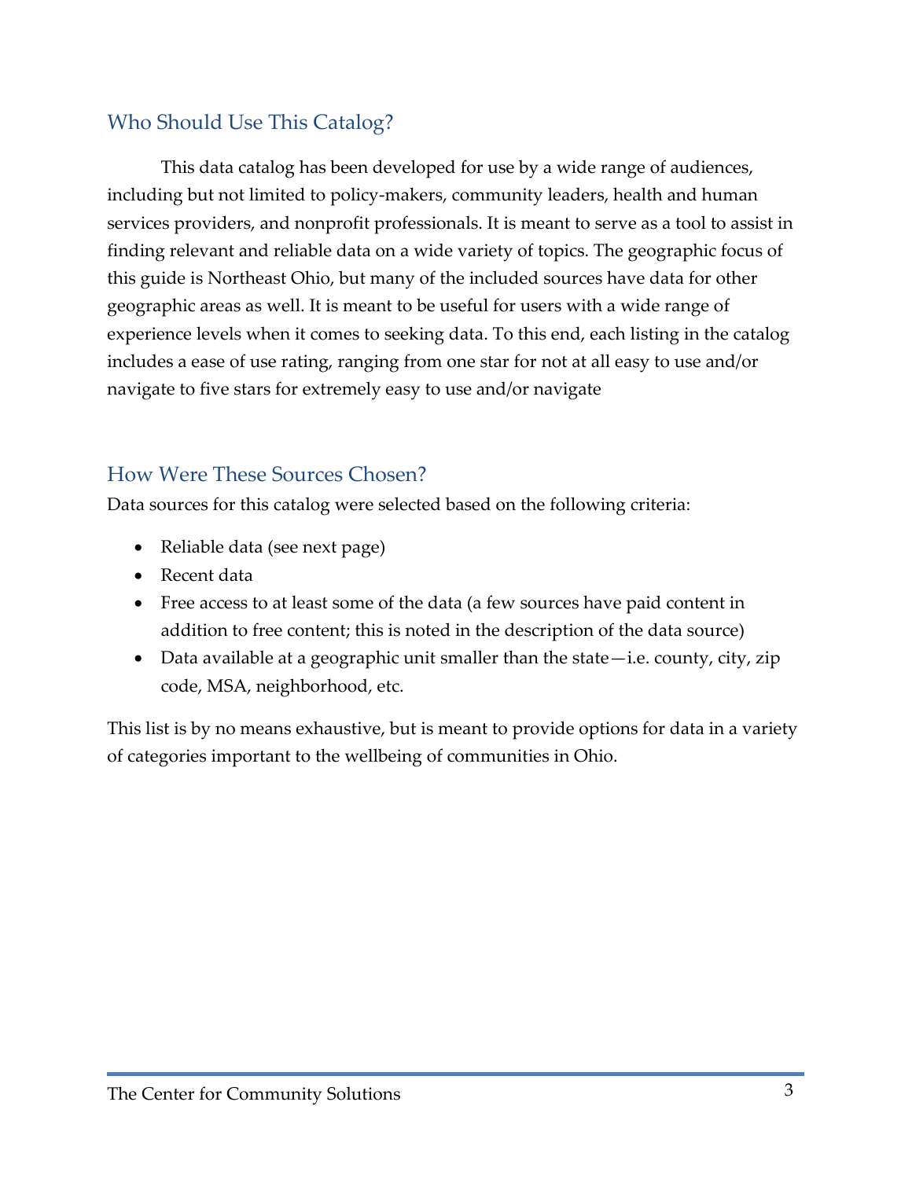## Who Should Use This Catalog?

This data catalog has been developed for use by a wide range of audiences, including but not limited to policy-makers, community leaders, health and human services providers, and nonprofit professionals. It is meant to serve as a tool to assist in finding relevant and reliable data on a wide variety of topics. The geographic focus of this guide is Northeast Ohio, but many of the included sources have data for other geographic areas as well. It is meant to be useful for users with a wide range of experience levels when it comes to seeking data. To this end, each listing in the catalog includes a ease of use rating, ranging from one star for not at all easy to use and/or navigate to five stars for extremely easy to use and/or navigate

## How Were These Sources Chosen?

Data sources for this catalog were selected based on the following criteria:

- Reliable data (see next page)
- Recent data
- Free access to at least some of the data (a few sources have paid content in addition to free content; this is noted in the description of the data source)
- Data available at a geographic unit smaller than the state—i.e. county, city, zip code, MSA, neighborhood, etc.

This list is by no means exhaustive, but is meant to provide options for data in a variety of categories important to the wellbeing of communities in Ohio.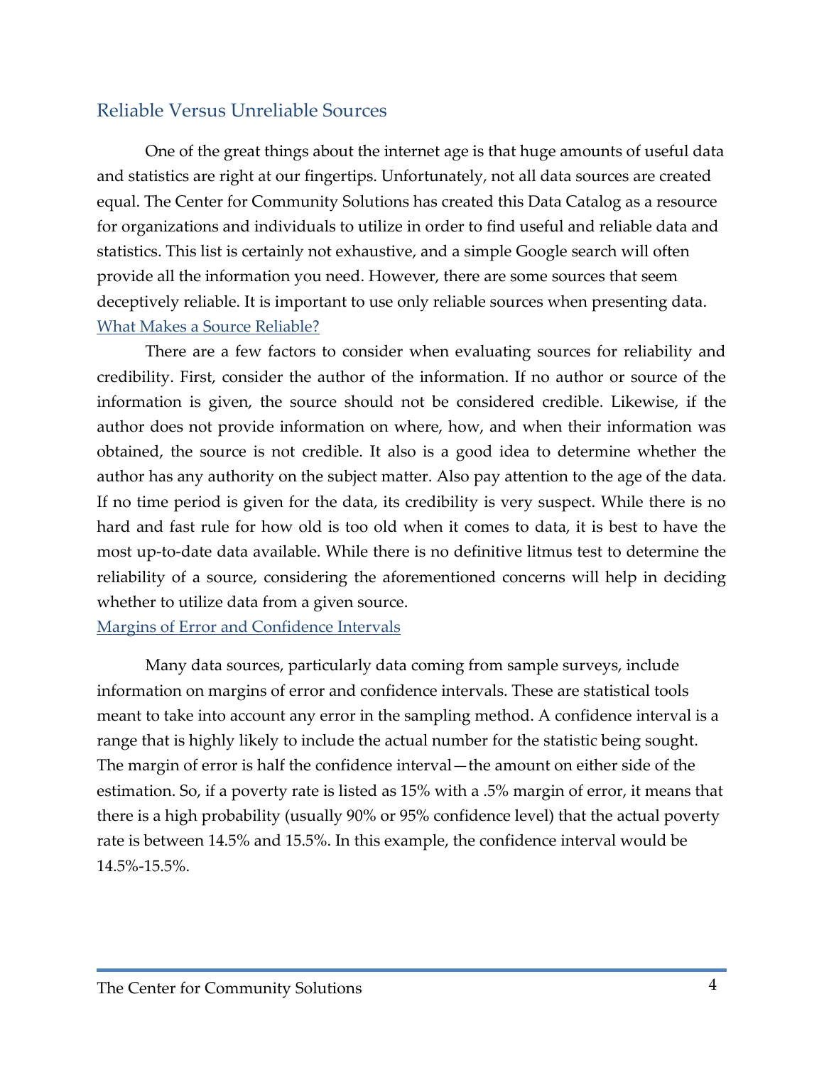## Reliable Versus Unreliable Sources

One of the great things about the internet age is that huge amounts of useful data and statistics are right at our fingertips. Unfortunately, not all data sources are created equal. The Center for Community Solutions has created this Data Catalog as a resource for organizations and individuals to utilize in order to find useful and reliable data and statistics. This list is certainly not exhaustive, and a simple Google search will often provide all the information you need. However, there are some sources that seem deceptively reliable. It is important to use only reliable sources when presenting data.

### What Makes a Source Reliable?

There are a few factors to consider when evaluating sources for reliability and credibility. First, consider the author of the information. If no author or source of the information is given, the source should not be considered credible. Likewise, if the author does not provide information on where, how, and when their information was obtained, the source is not credible. It also is a good idea to determine whether the author has any authority on the subject matter. Also pay attention to the age of the data. If no time period is given for the data, its credibility is very suspect. While there is no hard and fast rule for how old is too old when it comes to data, it is best to have the most up-to-date data available. While there is no definitive litmus test to determine the reliability of a source, considering the aforementioned concerns will help in deciding whether to utilize data from a given source.

### Margins of Error and Confidence Intervals

Many data sources, particularly data coming from sample surveys, include information on margins of error and confidence intervals. These are statistical tools meant to take into account any error in the sampling method. A confidence interval is a range that is highly likely to include the actual number for the statistic being sought. The margin of error is half the confidence interval—the amount on either side of the estimation. So, if a poverty rate is listed as 15% with a .5% margin of error, it means that there is a high probability (usually 90% or 95% confidence level) that the actual poverty rate is between 14.5% and 15.5%. In this example, the confidence interval would be 14.5%-15.5%.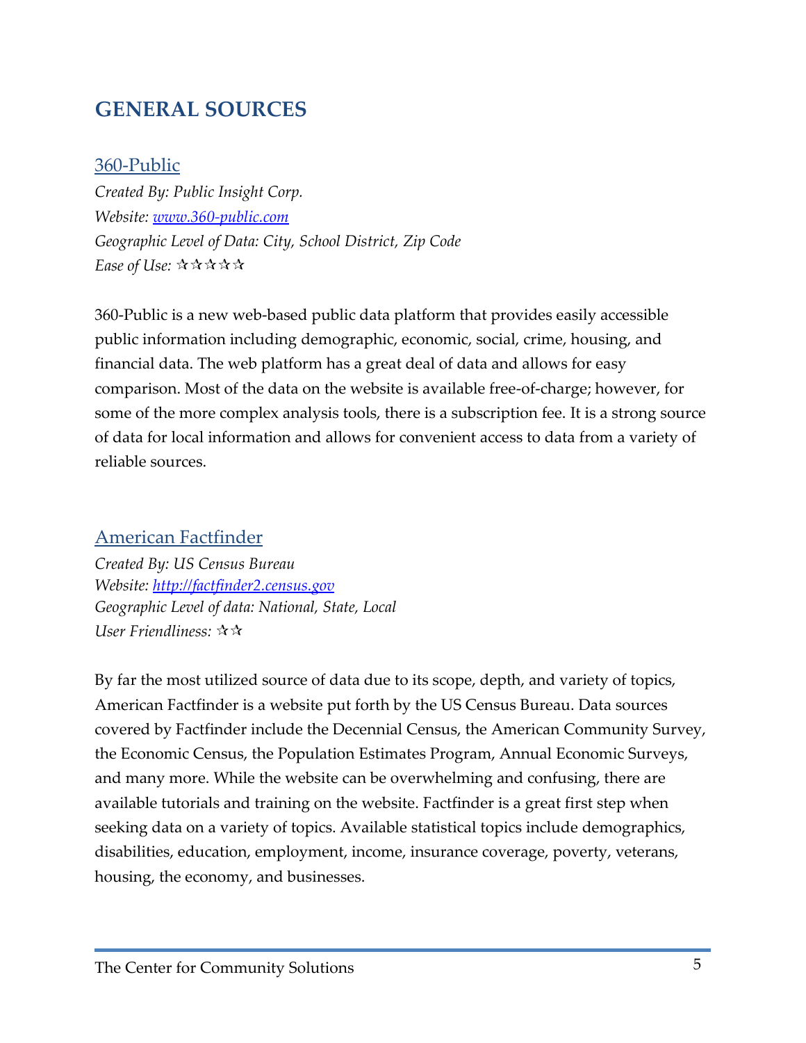# GENERAL SOURCES

## 360-Public

*Created By: Public Insight Corp.*
*Website: www.360-public.com*
*Geographic Level of Data: City, School District, Zip Code*
*Ease of Use: ✫✫✫✫✫*

360-Public is a new web-based public data platform that provides easily accessible public information including demographic, economic, social, crime, housing, and financial data. The web platform has a great deal of data and allows for easy comparison. Most of the data on the website is available free-of-charge; however, for some of the more complex analysis tools, there is a subscription fee. It is a strong source of data for local information and allows for convenient access to data from a variety of reliable sources.

## American Factfinder

*Created By: US Census Bureau*
*Website: http://factfinder2.census.gov*
*Geographic Level of data: National, State, Local*
*User Friendliness: ✫✫*

By far the most utilized source of data due to its scope, depth, and variety of topics, American Factfinder is a website put forth by the US Census Bureau. Data sources covered by Factfinder include the Decennial Census, the American Community Survey, the Economic Census, the Population Estimates Program, Annual Economic Surveys, and many more. While the website can be overwhelming and confusing, there are available tutorials and training on the website. Factfinder is a great first step when seeking data on a variety of topics. Available statistical topics include demographics, disabilities, education, employment, income, insurance coverage, poverty, veterans, housing, the economy, and businesses.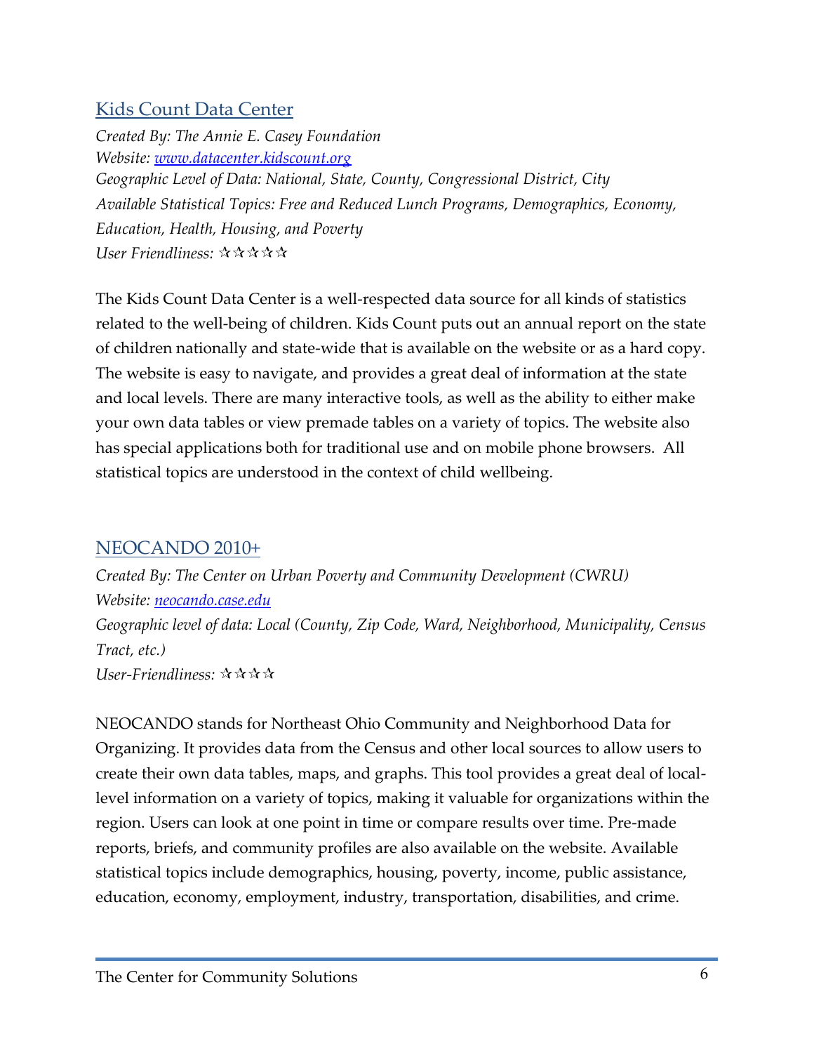## [Kids Count Data Center](http://www.datacenter.kidscount.org)

*Created By: The Annie E. Casey Foundation*
*Website: [www.datacenter.kidscount.org](http://www.datacenter.kidscount.org)*
*Geographic Level of Data: National, State, County, Congressional District, City*
*Available Statistical Topics: Free and Reduced Lunch Programs, Demographics, Economy, Education, Health, Housing, and Poverty*
*User Friendliness: ✫✫✫✫✫*

The Kids Count Data Center is a well-respected data source for all kinds of statistics related to the well-being of children. Kids Count puts out an annual report on the state of children nationally and state-wide that is available on the website or as a hard copy. The website is easy to navigate, and provides a great deal of information at the state and local levels. There are many interactive tools, as well as the ability to either make your own data tables or view premade tables on a variety of topics. The website also has special applications both for traditional use and on mobile phone browsers. All statistical topics are understood in the context of child wellbeing.

## [NEOCANDO 2010+](http://neocando.case.edu)

*Created By: The Center on Urban Poverty and Community Development (CWRU)*
*Website: [neocando.case.edu](http://neocando.case.edu)*
*Geographic level of data: Local (County, Zip Code, Ward, Neighborhood, Municipality, Census Tract, etc.)*
*User-Friendliness: ✫✫✫✫*

NEOCANDO stands for Northeast Ohio Community and Neighborhood Data for Organizing. It provides data from the Census and other local sources to allow users to create their own data tables, maps, and graphs. This tool provides a great deal of local-level information on a variety of topics, making it valuable for organizations within the region. Users can look at one point in time or compare results over time. Pre-made reports, briefs, and community profiles are also available on the website. Available statistical topics include demographics, housing, poverty, income, public assistance, education, economy, employment, industry, transportation, disabilities, and crime.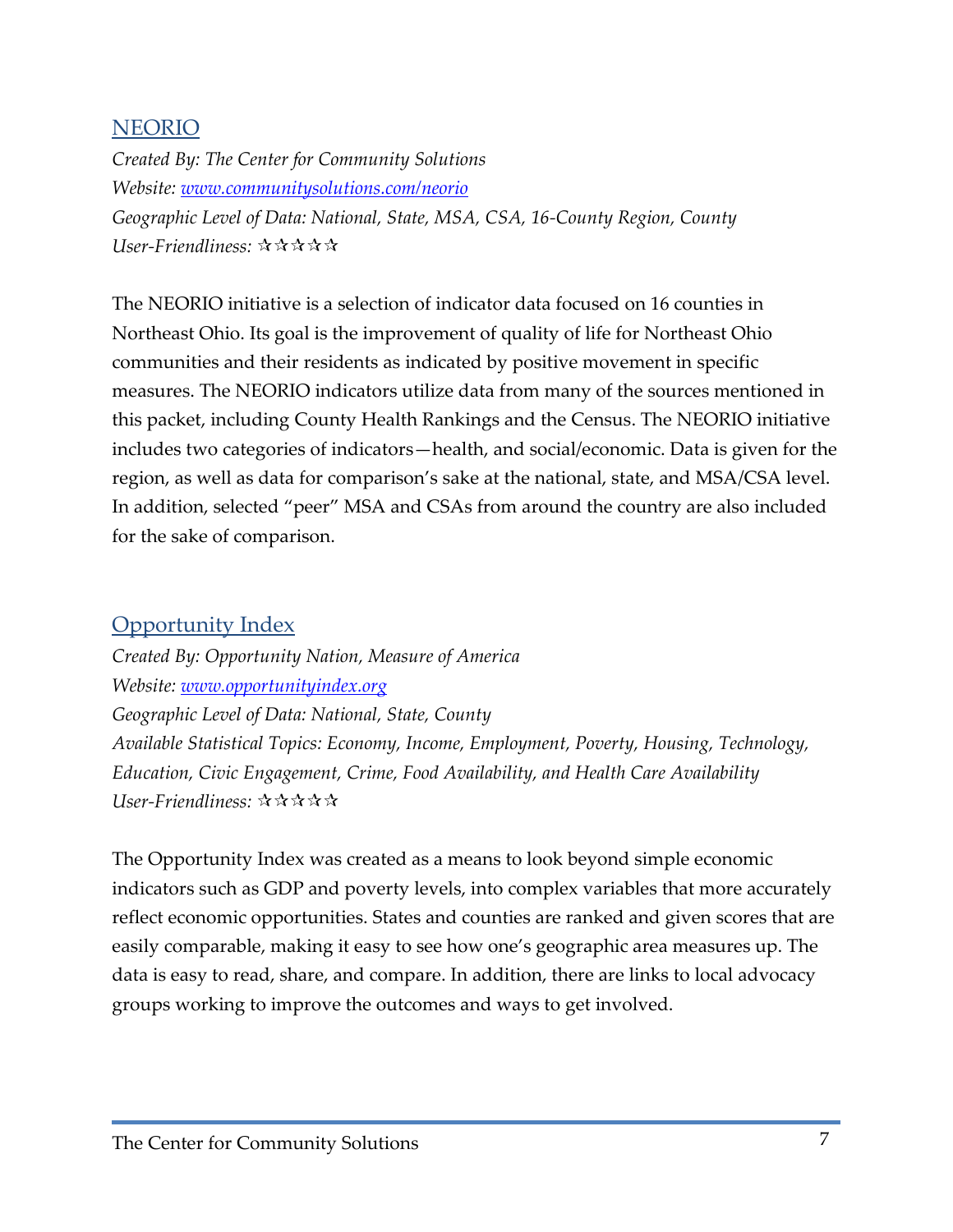## [NEORIO](www.communitysolutions.com/neorio)

*Created By: The Center for Community Solutions*
*Website: [www.communitysolutions.com/neorio](www.communitysolutions.com/neorio)*
*Geographic Level of Data: National, State, MSA, CSA, 16-County Region, County*
*User-Friendliness: ✰✰✰✰✰*

The NEORIO initiative is a selection of indicator data focused on 16 counties in Northeast Ohio. Its goal is the improvement of quality of life for Northeast Ohio communities and their residents as indicated by positive movement in specific measures. The NEORIO indicators utilize data from many of the sources mentioned in this packet, including County Health Rankings and the Census. The NEORIO initiative includes two categories of indicators—health, and social/economic. Data is given for the region, as well as data for comparison's sake at the national, state, and MSA/CSA level. In addition, selected "peer" MSA and CSAs from around the country are also included for the sake of comparison.

## [Opportunity Index](www.opportunityindex.org)

*Created By: Opportunity Nation, Measure of America*
*Website: [www.opportunityindex.org](www.opportunityindex.org)*
*Geographic Level of Data: National, State, County*
*Available Statistical Topics: Economy, Income, Employment, Poverty, Housing, Technology, Education, Civic Engagement, Crime, Food Availability, and Health Care Availability*
*User-Friendliness: ✰✰✰✰✰*

The Opportunity Index was created as a means to look beyond simple economic indicators such as GDP and poverty levels, into complex variables that more accurately reflect economic opportunities. States and counties are ranked and given scores that are easily comparable, making it easy to see how one's geographic area measures up. The data is easy to read, share, and compare. In addition, there are links to local advocacy groups working to improve the outcomes and ways to get involved.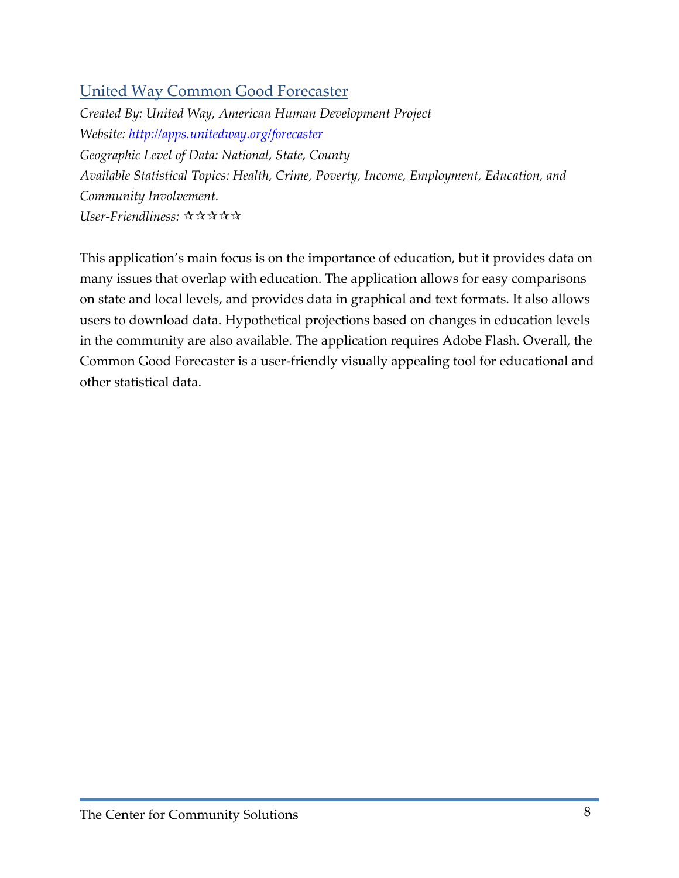## [United Way Common Good Forecaster](http://apps.unitedway.org/forecaster)

*Created By: United Way, American Human Development Project*
*Website: [http://apps.unitedway.org/forecaster](http://apps.unitedway.org/forecaster)*
*Geographic Level of Data: National, State, County*
*Available Statistical Topics: Health, Crime, Poverty, Income, Employment, Education, and Community Involvement.*
*User-Friendliness:* ☆☆☆☆☆

This application's main focus is on the importance of education, but it provides data on many issues that overlap with education. The application allows for easy comparisons on state and local levels, and provides data in graphical and text formats. It also allows users to download data. Hypothetical projections based on changes in education levels in the community are also available. The application requires Adobe Flash. Overall, the Common Good Forecaster is a user-friendly visually appealing tool for educational and other statistical data.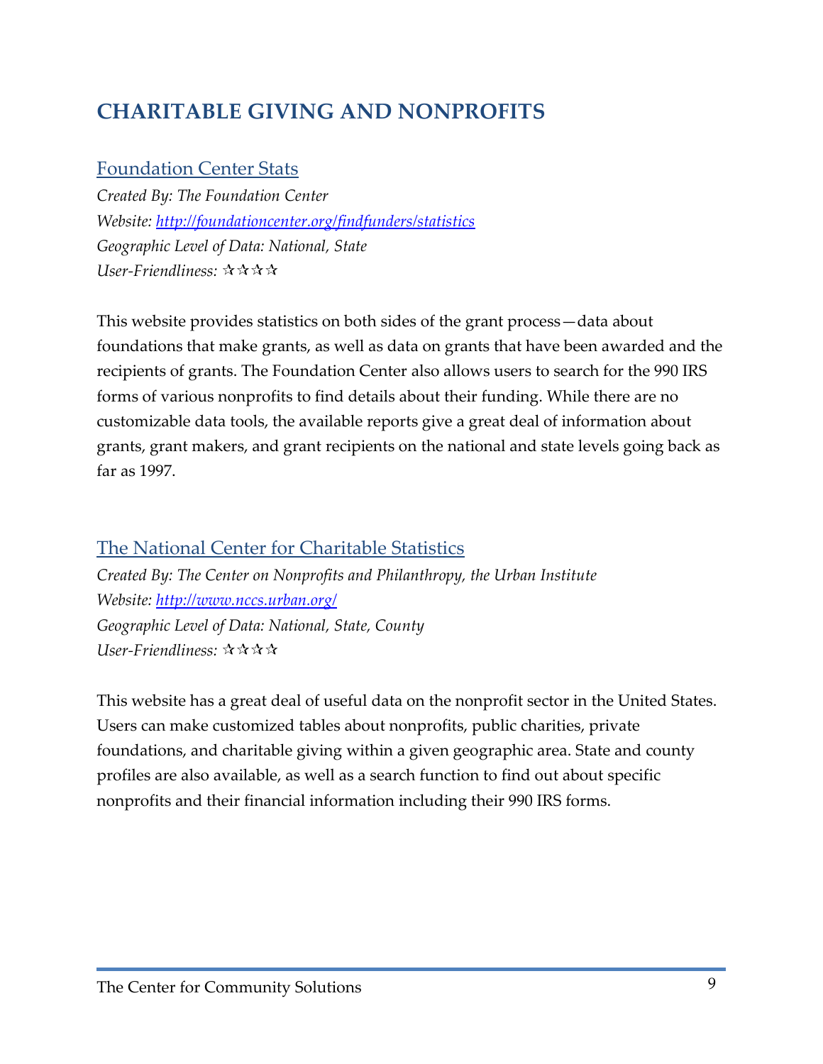# CHARITABLE GIVING AND NONPROFITS

## [Foundation Center Stats](http://foundationcenter.org/findfunders/statistics)

*Created By: The Foundation Center*
*Website: [http://foundationcenter.org/findfunders/statistics](http://foundationcenter.org/findfunders/statistics)*
*Geographic Level of Data: National, State*
*User-Friendliness: ✰✰✰✰*

This website provides statistics on both sides of the grant process—data about foundations that make grants, as well as data on grants that have been awarded and the recipients of grants. The Foundation Center also allows users to search for the 990 IRS forms of various nonprofits to find details about their funding. While there are no customizable data tools, the available reports give a great deal of information about grants, grant makers, and grant recipients on the national and state levels going back as far as 1997.

## [The National Center for Charitable Statistics](http://www.nccs.urban.org/)

*Created By: The Center on Nonprofits and Philanthropy, the Urban Institute*
*Website: [http://www.nccs.urban.org/](http://www.nccs.urban.org/)*
*Geographic Level of Data: National, State, County*
*User-Friendliness: ✰✰✰✰*

This website has a great deal of useful data on the nonprofit sector in the United States. Users can make customized tables about nonprofits, public charities, private foundations, and charitable giving within a given geographic area. State and county profiles are also available, as well as a search function to find out about specific nonprofits and their financial information including their 990 IRS forms.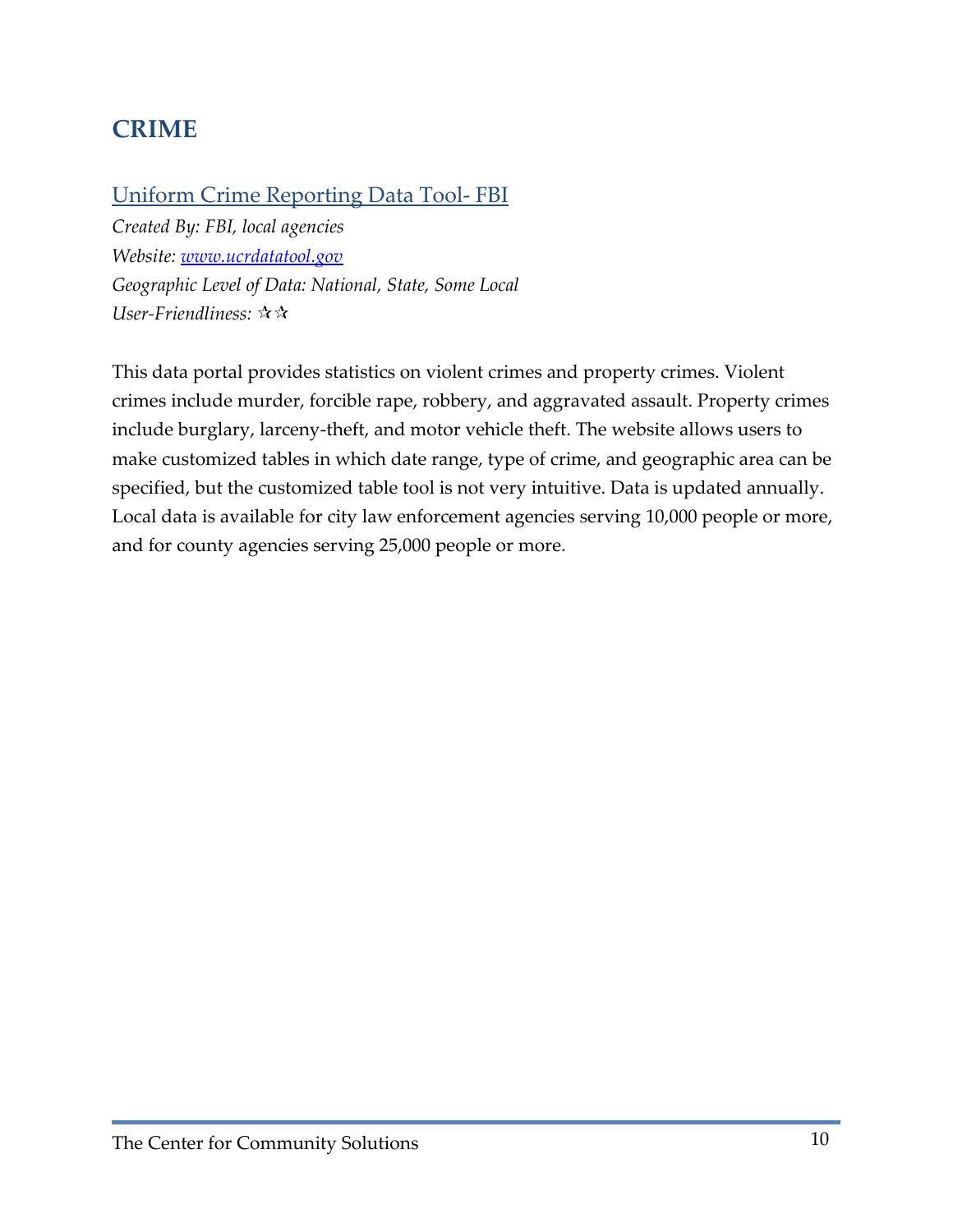## CRIME

### [Uniform Crime Reporting Data Tool- FBI](www.ucrdatatool.gov)

*Created By: FBI, local agencies*
*Website: [www.ucrdatatool.gov](www.ucrdatatool.gov)*
*Geographic Level of Data: National, State, Some Local*
*User-Friendliness: ✰✰*

This data portal provides statistics on violent crimes and property crimes. Violent crimes include murder, forcible rape, robbery, and aggravated assault. Property crimes include burglary, larceny-theft, and motor vehicle theft. The website allows users to make customized tables in which date range, type of crime, and geographic area can be specified, but the customized table tool is not very intuitive. Data is updated annually. Local data is available for city law enforcement agencies serving 10,000 people or more, and for county agencies serving 25,000 people or more.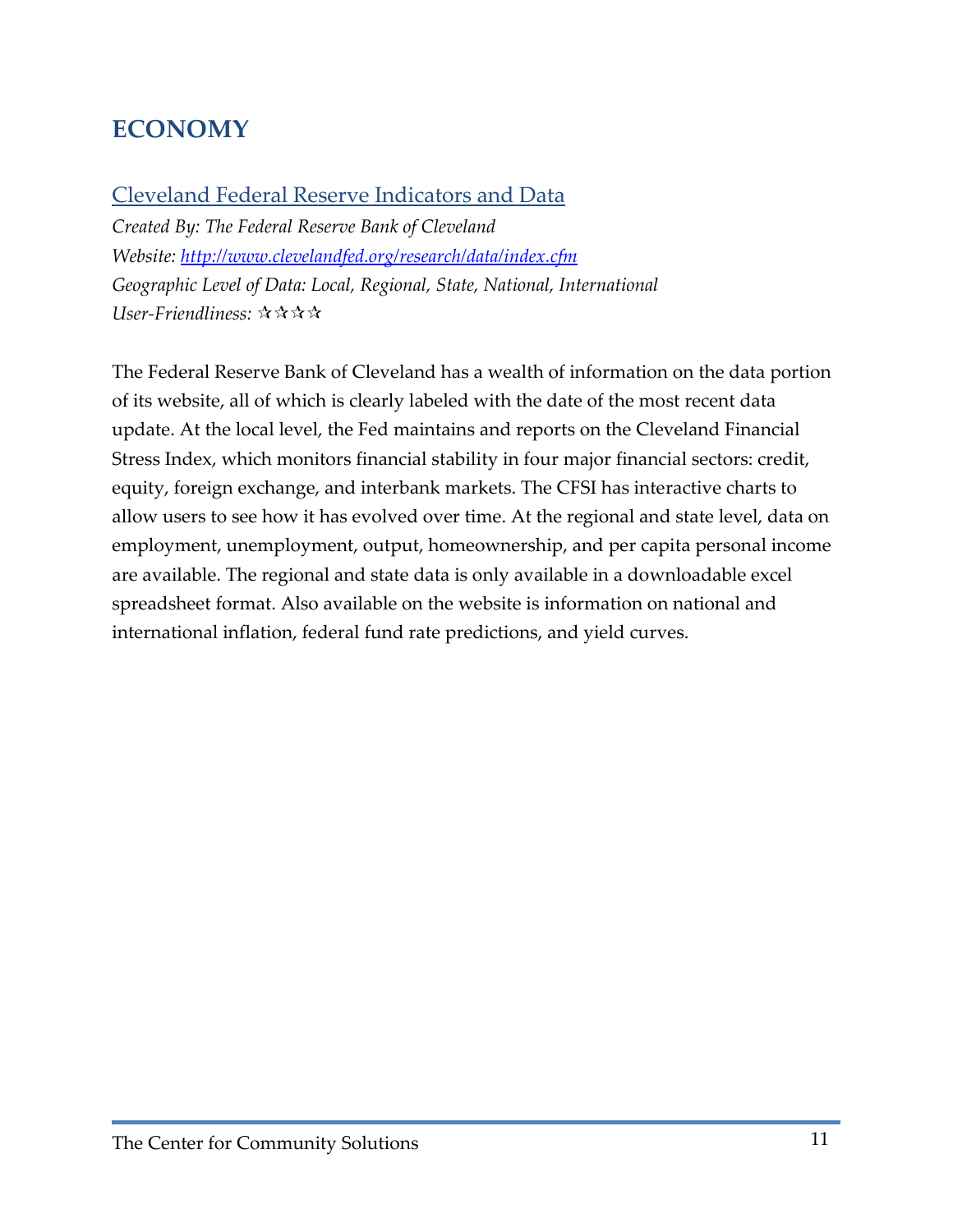# ECONOMY

## [Cleveland Federal Reserve Indicators and Data](http://www.clevelandfed.org/research/data/index.cfm)

*Created By: The Federal Reserve Bank of Cleveland*
*Website: [http://www.clevelandfed.org/research/data/index.cfm](http://www.clevelandfed.org/research/data/index.cfm)*
*Geographic Level of Data: Local, Regional, State, National, International*
*User-Friendliness: ✰✰✰✰*

The Federal Reserve Bank of Cleveland has a wealth of information on the data portion of its website, all of which is clearly labeled with the date of the most recent data update. At the local level, the Fed maintains and reports on the Cleveland Financial Stress Index, which monitors financial stability in four major financial sectors: credit, equity, foreign exchange, and interbank markets. The CFSI has interactive charts to allow users to see how it has evolved over time. At the regional and state level, data on employment, unemployment, output, homeownership, and per capita personal income are available. The regional and state data is only available in a downloadable excel spreadsheet format. Also available on the website is information on national and international inflation, federal fund rate predictions, and yield curves.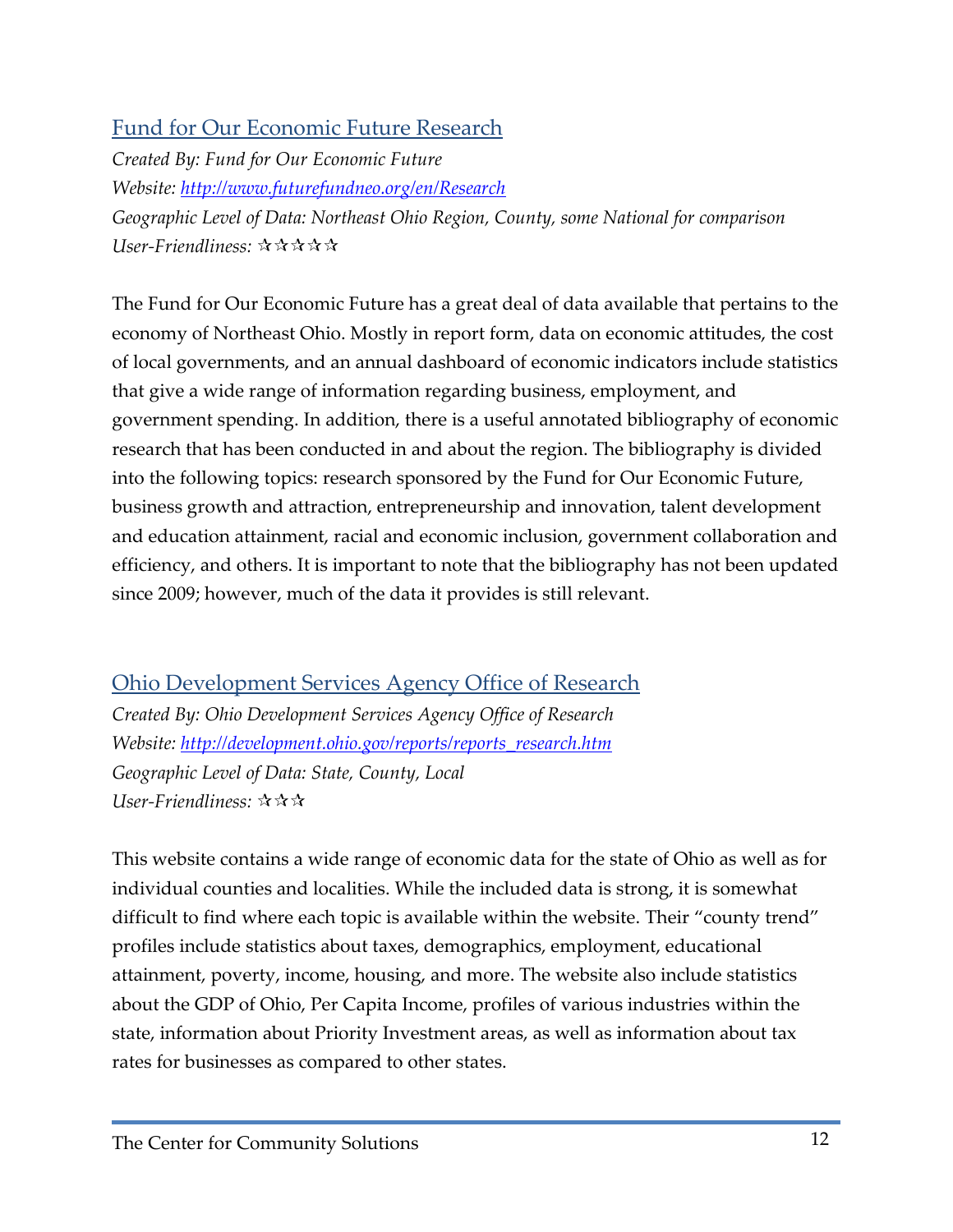## [Fund for Our Economic Future Research](http://www.futurefundneo.org/en/Research)

*Created By: Fund for Our Economic Future*
*Website: [http://www.futurefundneo.org/en/Research](http://www.futurefundneo.org/en/Research)*
*Geographic Level of Data: Northeast Ohio Region, County, some National for comparison*
*User-Friendliness: ✰✰✰✰✰*

The Fund for Our Economic Future has a great deal of data available that pertains to the economy of Northeast Ohio. Mostly in report form, data on economic attitudes, the cost of local governments, and an annual dashboard of economic indicators include statistics that give a wide range of information regarding business, employment, and government spending. In addition, there is a useful annotated bibliography of economic research that has been conducted in and about the region. The bibliography is divided into the following topics: research sponsored by the Fund for Our Economic Future, business growth and attraction, entrepreneurship and innovation, talent development and education attainment, racial and economic inclusion, government collaboration and efficiency, and others. It is important to note that the bibliography has not been updated since 2009; however, much of the data it provides is still relevant.

## [Ohio Development Services Agency Office of Research](http://development.ohio.gov/reports/reports_research.htm)

*Created By: Ohio Development Services Agency Office of Research*
*Website: [http://development.ohio.gov/reports/reports_research.htm](http://development.ohio.gov/reports/reports_research.htm)*
*Geographic Level of Data: State, County, Local*
*User-Friendliness: ✰✰✰*

This website contains a wide range of economic data for the state of Ohio as well as for individual counties and localities. While the included data is strong, it is somewhat difficult to find where each topic is available within the website. Their "county trend" profiles include statistics about taxes, demographics, employment, educational attainment, poverty, income, housing, and more. The website also include statistics about the GDP of Ohio, Per Capita Income, profiles of various industries within the state, information about Priority Investment areas, as well as information about tax rates for businesses as compared to other states.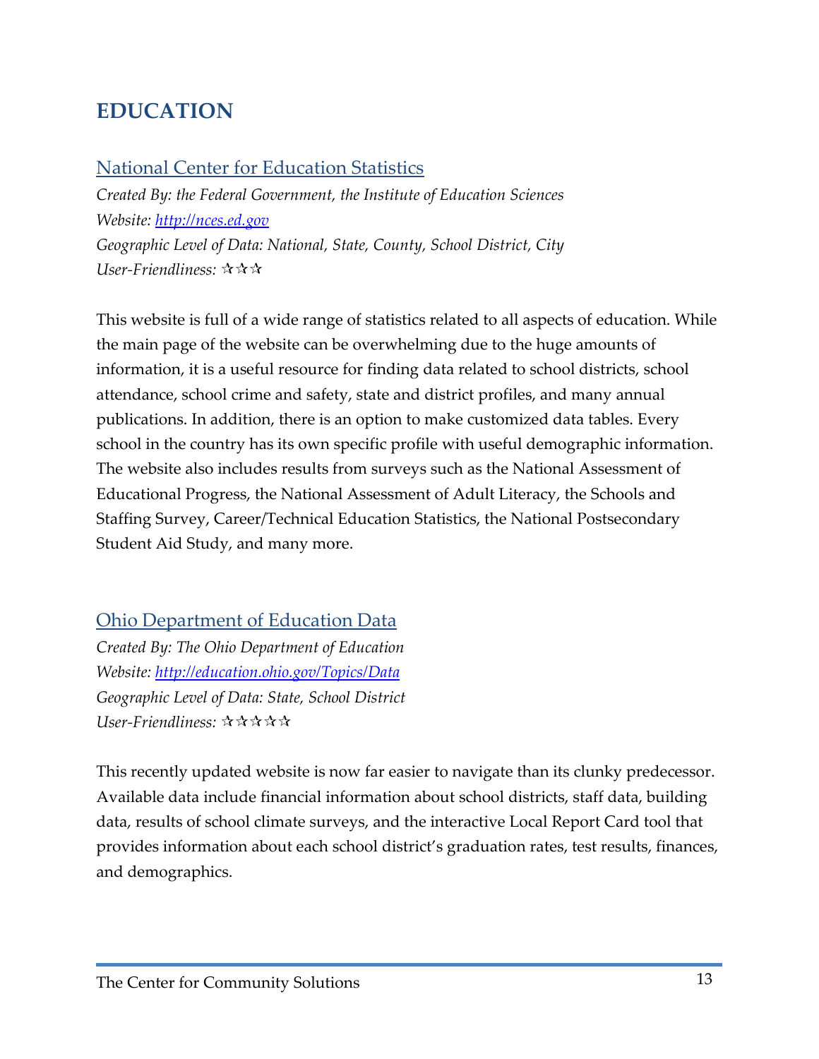# EDUCATION

## [National Center for Education Statistics](http://nces.ed.gov)

*Created By: the Federal Government, the Institute of Education Sciences*
*Website: [http://nces.ed.gov](http://nces.ed.gov)*
*Geographic Level of Data: National, State, County, School District, City*
*User-Friendliness: ✰✰✰*

This website is full of a wide range of statistics related to all aspects of education. While the main page of the website can be overwhelming due to the huge amounts of information, it is a useful resource for finding data related to school districts, school attendance, school crime and safety, state and district profiles, and many annual publications. In addition, there is an option to make customized data tables. Every school in the country has its own specific profile with useful demographic information. The website also includes results from surveys such as the National Assessment of Educational Progress, the National Assessment of Adult Literacy, the Schools and Staffing Survey, Career/Technical Education Statistics, the National Postsecondary Student Aid Study, and many more.

## [Ohio Department of Education Data](http://education.ohio.gov/Topics/Data)

*Created By: The Ohio Department of Education*
*Website: [http://education.ohio.gov/Topics/Data](http://education.ohio.gov/Topics/Data)*
*Geographic Level of Data: State, School District*
*User-Friendliness: ✰✰✰✰✰*

This recently updated website is now far easier to navigate than its clunky predecessor. Available data include financial information about school districts, staff data, building data, results of school climate surveys, and the interactive Local Report Card tool that provides information about each school district's graduation rates, test results, finances, and demographics.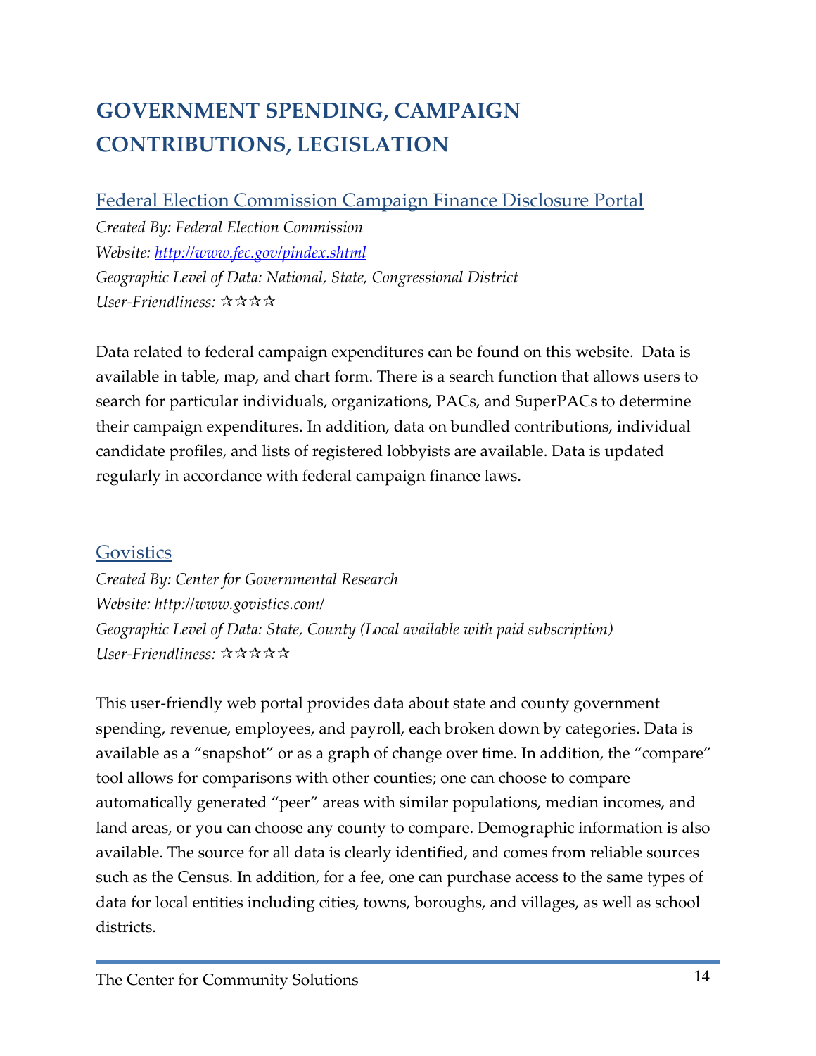# GOVERNMENT SPENDING, CAMPAIGN CONTRIBUTIONS, LEGISLATION

## Federal Election Commission Campaign Finance Disclosure Portal

*Created By: Federal Election Commission*
*Website: http://www.fec.gov/pindex.shtml*
*Geographic Level of Data: National, State, Congressional District*
*User-Friendliness: ✰✰✰✰*

Data related to federal campaign expenditures can be found on this website. Data is available in table, map, and chart form. There is a search function that allows users to search for particular individuals, organizations, PACs, and SuperPACs to determine their campaign expenditures. In addition, data on bundled contributions, individual candidate profiles, and lists of registered lobbyists are available. Data is updated regularly in accordance with federal campaign finance laws.

## Govistics

*Created By: Center for Governmental Research*
*Website: http://www.govistics.com/*
*Geographic Level of Data: State, County (Local available with paid subscription)*
*User-Friendliness: ✰✰✰✰✰*

This user-friendly web portal provides data about state and county government spending, revenue, employees, and payroll, each broken down by categories. Data is available as a "snapshot" or as a graph of change over time. In addition, the "compare" tool allows for comparisons with other counties; one can choose to compare automatically generated "peer" areas with similar populations, median incomes, and land areas, or you can choose any county to compare. Demographic information is also available. The source for all data is clearly identified, and comes from reliable sources such as the Census. In addition, for a fee, one can purchase access to the same types of data for local entities including cities, towns, boroughs, and villages, as well as school districts.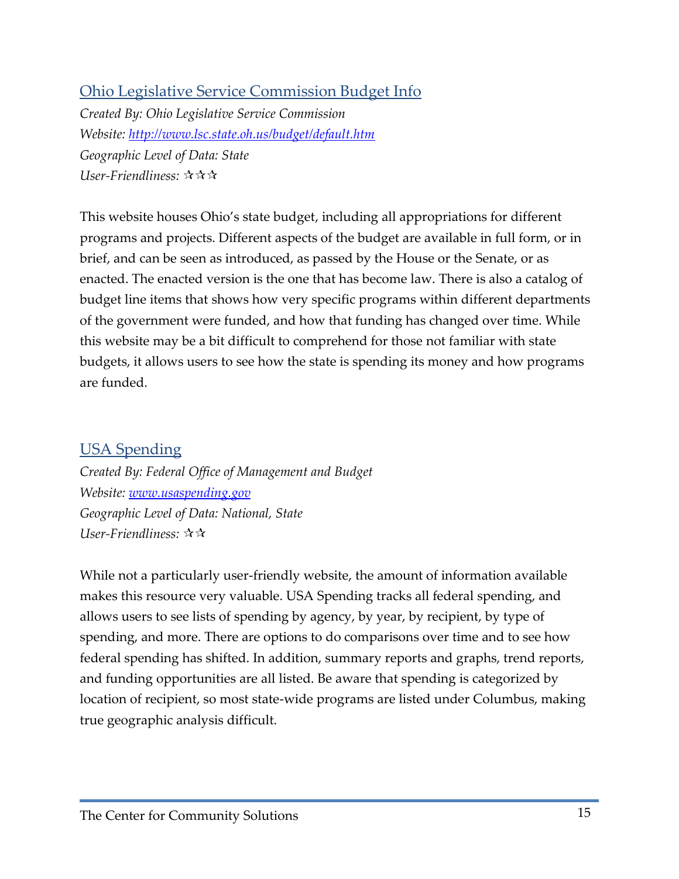## Ohio Legislative Service Commission Budget Info

*Created By: Ohio Legislative Service Commission*
*Website: http://www.lsc.state.oh.us/budget/default.htm*
*Geographic Level of Data: State*
*User-Friendliness: ✰✰✰*

This website houses Ohio's state budget, including all appropriations for different programs and projects. Different aspects of the budget are available in full form, or in brief, and can be seen as introduced, as passed by the House or the Senate, or as enacted. The enacted version is the one that has become law. There is also a catalog of budget line items that shows how very specific programs within different departments of the government were funded, and how that funding has changed over time. While this website may be a bit difficult to comprehend for those not familiar with state budgets, it allows users to see how the state is spending its money and how programs are funded.

## USA Spending

*Created By: Federal Office of Management and Budget*
*Website: www.usaspending.gov*
*Geographic Level of Data: National, State*
*User-Friendliness: ✰✰*

While not a particularly user-friendly website, the amount of information available makes this resource very valuable. USA Spending tracks all federal spending, and allows users to see lists of spending by agency, by year, by recipient, by type of spending, and more. There are options to do comparisons over time and to see how federal spending has shifted. In addition, summary reports and graphs, trend reports, and funding opportunities are all listed. Be aware that spending is categorized by location of recipient, so most state-wide programs are listed under Columbus, making true geographic analysis difficult.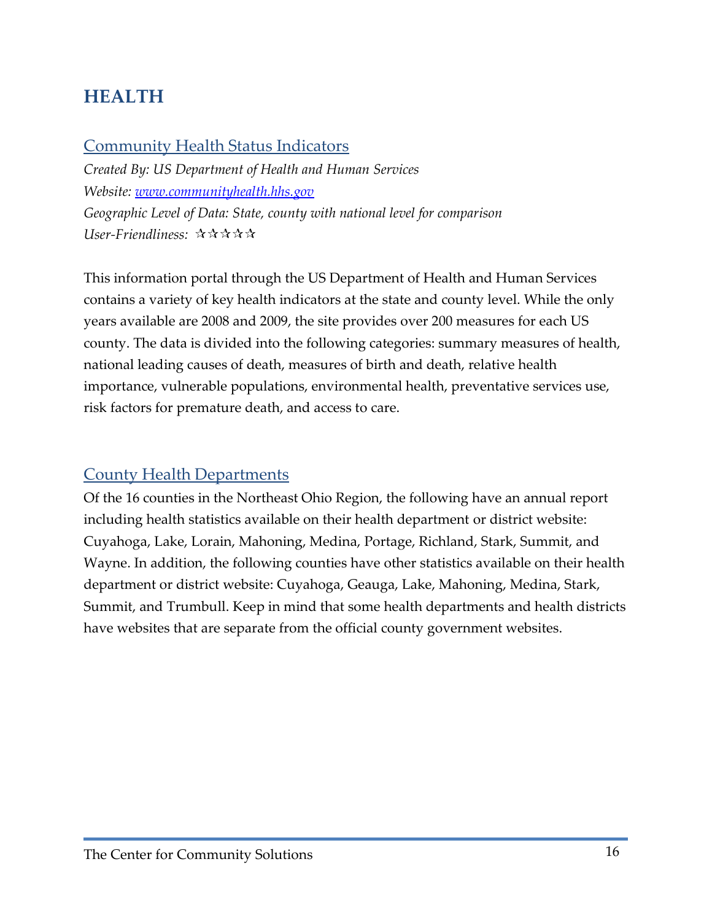# HEALTH

## Community Health Status Indicators

*Created By: US Department of Health and Human Services*
*Website: www.communityhealth.hhs.gov*
*Geographic Level of Data: State, county with national level for comparison*
*User-Friendliness:* ✰✰✰✰✰

This information portal through the US Department of Health and Human Services contains a variety of key health indicators at the state and county level. While the only years available are 2008 and 2009, the site provides over 200 measures for each US county. The data is divided into the following categories: summary measures of health, national leading causes of death, measures of birth and death, relative health importance, vulnerable populations, environmental health, preventative services use, risk factors for premature death, and access to care.

## County Health Departments

Of the 16 counties in the Northeast Ohio Region, the following have an annual report including health statistics available on their health department or district website: Cuyahoga, Lake, Lorain, Mahoning, Medina, Portage, Richland, Stark, Summit, and Wayne. In addition, the following counties have other statistics available on their health department or district website: Cuyahoga, Geauga, Lake, Mahoning, Medina, Stark, Summit, and Trumbull. Keep in mind that some health departments and health districts have websites that are separate from the official county government websites.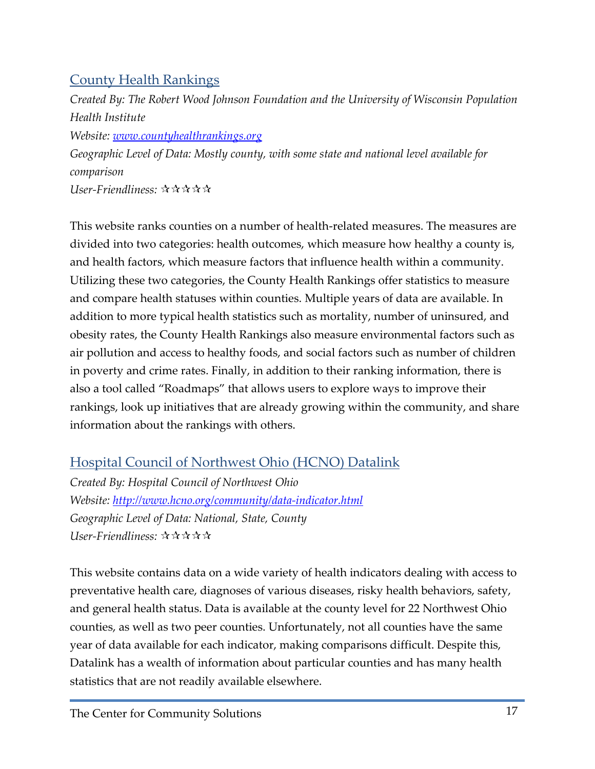## [County Health Rankings]

*Created By: The Robert Wood Johnson Foundation and the University of Wisconsin Population Health Institute*

*Website: [www.countyhealthrankings.org](http://www.countyhealthrankings.org)*

*Geographic Level of Data: Mostly county, with some state and national level available for comparison*

*User-Friendliness: ✰✰✰✰✰*

This website ranks counties on a number of health-related measures. The measures are divided into two categories: health outcomes, which measure how healthy a county is, and health factors, which measure factors that influence health within a community. Utilizing these two categories, the County Health Rankings offer statistics to measure and compare health statuses within counties. Multiple years of data are available. In addition to more typical health statistics such as mortality, number of uninsured, and obesity rates, the County Health Rankings also measure environmental factors such as air pollution and access to healthy foods, and social factors such as number of children in poverty and crime rates. Finally, in addition to their ranking information, there is also a tool called "Roadmaps" that allows users to explore ways to improve their rankings, look up initiatives that are already growing within the community, and share information about the rankings with others.

## [Hospital Council of Northwest Ohio (HCNO) Datalink]

*Created By: Hospital Council of Northwest Ohio*

*Website: [http://www.hcno.org/community/data-indicator.html](http://www.hcno.org/community/data-indicator.html)*

*Geographic Level of Data: National, State, County*

*User-Friendliness: ✰✰✰✰✰*

This website contains data on a wide variety of health indicators dealing with access to preventative health care, diagnoses of various diseases, risky health behaviors, safety, and general health status. Data is available at the county level for 22 Northwest Ohio counties, as well as two peer counties. Unfortunately, not all counties have the same year of data available for each indicator, making comparisons difficult. Despite this, Datalink has a wealth of information about particular counties and has many health statistics that are not readily available elsewhere.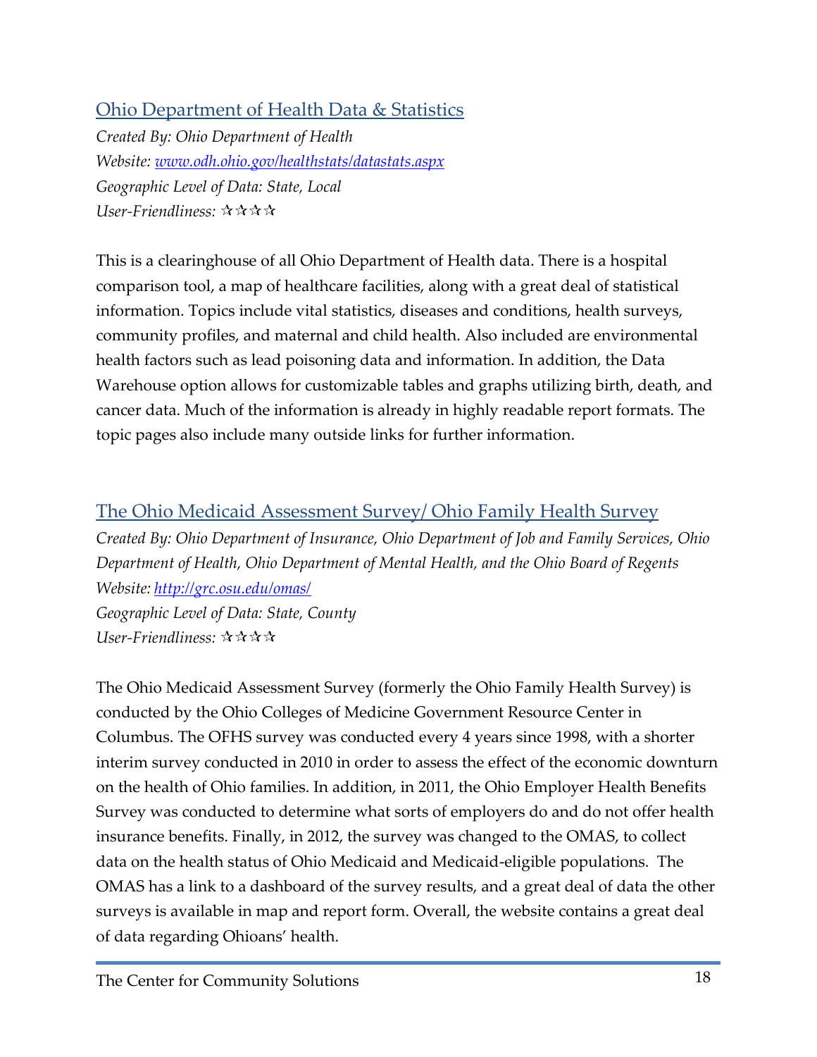## Ohio Department of Health Data & Statistics

*Created By: Ohio Department of Health*
*Website: www.odh.ohio.gov/healthstats/datastats.aspx*
*Geographic Level of Data: State, Local*
*User-Friendliness: ✰✰✰✰*

This is a clearinghouse of all Ohio Department of Health data. There is a hospital comparison tool, a map of healthcare facilities, along with a great deal of statistical information. Topics include vital statistics, diseases and conditions, health surveys, community profiles, and maternal and child health. Also included are environmental health factors such as lead poisoning data and information. In addition, the Data Warehouse option allows for customizable tables and graphs utilizing birth, death, and cancer data. Much of the information is already in highly readable report formats. The topic pages also include many outside links for further information.

## The Ohio Medicaid Assessment Survey/ Ohio Family Health Survey

*Created By: Ohio Department of Insurance, Ohio Department of Job and Family Services, Ohio Department of Health, Ohio Department of Mental Health, and the Ohio Board of Regents*
*Website: http://grc.osu.edu/omas/*
*Geographic Level of Data: State, County*
*User-Friendliness: ✰✰✰✰*

The Ohio Medicaid Assessment Survey (formerly the Ohio Family Health Survey) is conducted by the Ohio Colleges of Medicine Government Resource Center in Columbus. The OFHS survey was conducted every 4 years since 1998, with a shorter interim survey conducted in 2010 in order to assess the effect of the economic downturn on the health of Ohio families. In addition, in 2011, the Ohio Employer Health Benefits Survey was conducted to determine what sorts of employers do and do not offer health insurance benefits. Finally, in 2012, the survey was changed to the OMAS, to collect data on the health status of Ohio Medicaid and Medicaid-eligible populations. The OMAS has a link to a dashboard of the survey results, and a great deal of data the other surveys is available in map and report form. Overall, the website contains a great deal of data regarding Ohioans' health.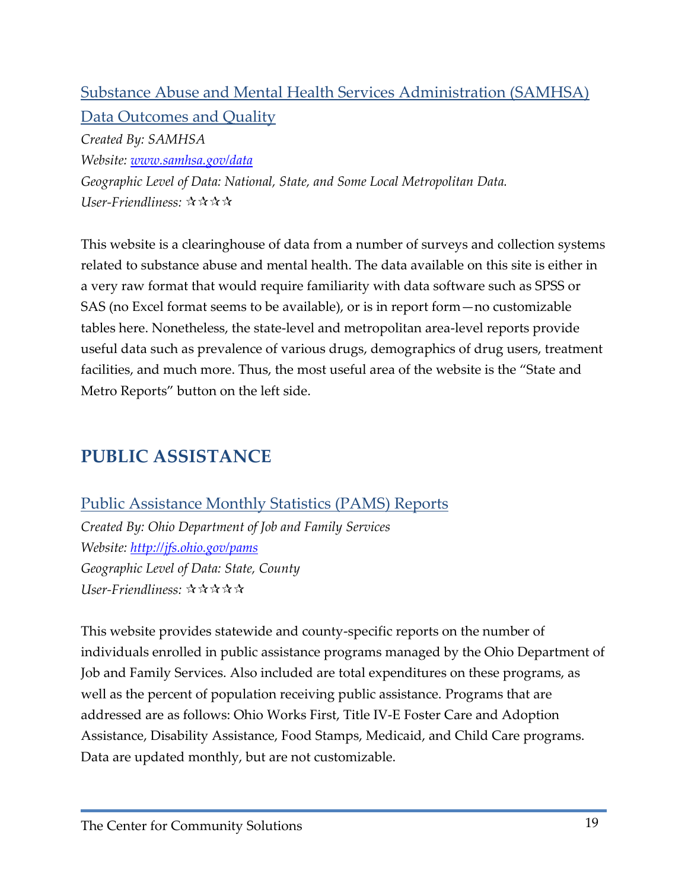### Substance Abuse and Mental Health Services Administration (SAMHSA) Data Outcomes and Quality

*Created By: SAMHSA*
*Website: www.samhsa.gov/data*
*Geographic Level of Data: National, State, and Some Local Metropolitan Data.*
*User-Friendliness: ✰✰✰✰*

This website is a clearinghouse of data from a number of surveys and collection systems related to substance abuse and mental health. The data available on this site is either in a very raw format that would require familiarity with data software such as SPSS or SAS (no Excel format seems to be available), or is in report form—no customizable tables here. Nonetheless, the state-level and metropolitan area-level reports provide useful data such as prevalence of various drugs, demographics of drug users, treatment facilities, and much more. Thus, the most useful area of the website is the "State and Metro Reports" button on the left side.

## PUBLIC ASSISTANCE

### Public Assistance Monthly Statistics (PAMS) Reports

*Created By: Ohio Department of Job and Family Services*
*Website: http://jfs.ohio.gov/pams*
*Geographic Level of Data: State, County*
*User-Friendliness: ✰✰✰✰✰*

This website provides statewide and county-specific reports on the number of individuals enrolled in public assistance programs managed by the Ohio Department of Job and Family Services. Also included are total expenditures on these programs, as well as the percent of population receiving public assistance. Programs that are addressed are as follows: Ohio Works First, Title IV-E Foster Care and Adoption Assistance, Disability Assistance, Food Stamps, Medicaid, and Child Care programs. Data are updated monthly, but are not customizable.